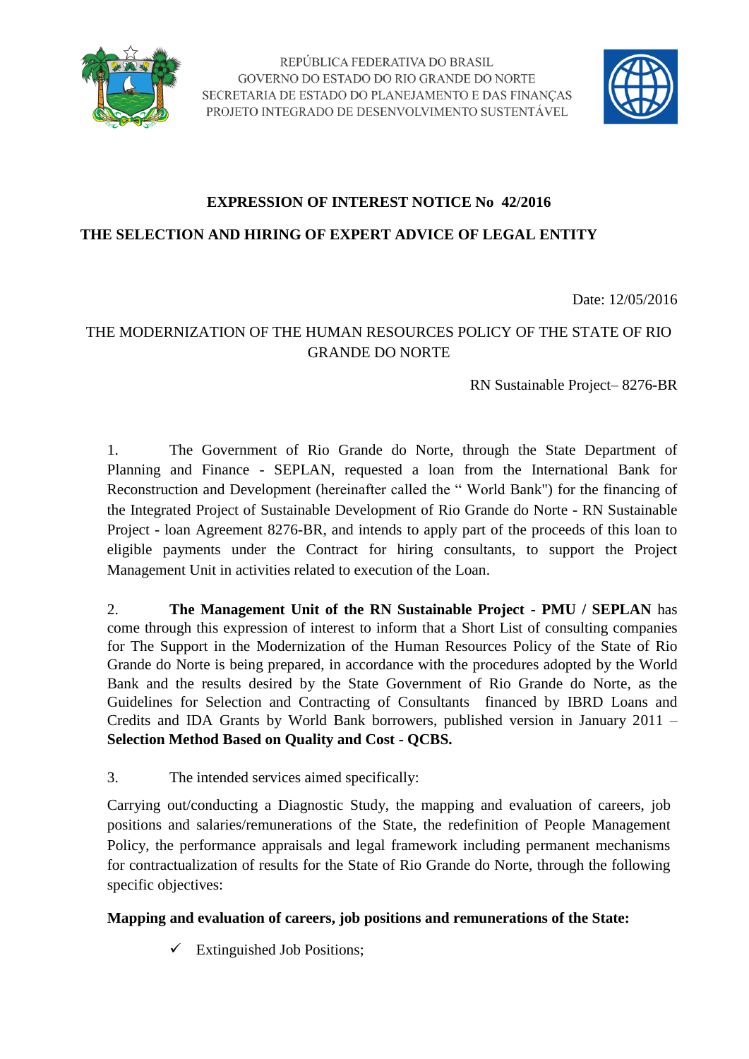REPÚBLICA FEDERATIVA DO BRASIL
GOVERNO DO ESTADO DO RIO GRANDE DO NORTE
SECRETARIA DE ESTADO DO PLANEJAMENTO E DAS FINANÇAS
PROJETO INTEGRADO DE DESENVOLVIMENTO SUSTENTÁVEL

## EXPRESSION OF INTEREST NOTICE No 42/2016

## THE SELECTION AND HIRING OF EXPERT ADVICE OF LEGAL ENTITY

Date: 12/05/2016

THE MODERNIZATION OF THE HUMAN RESOURCES POLICY OF THE STATE OF RIO GRANDE DO NORTE

RN Sustainable Project– 8276-BR

1. The Government of Rio Grande do Norte, through the State Department of Planning and Finance - SEPLAN, requested a loan from the International Bank for Reconstruction and Development (hereinafter called the " World Bank") for the financing of the Integrated Project of Sustainable Development of Rio Grande do Norte - RN Sustainable Project - loan Agreement 8276-BR, and intends to apply part of the proceeds of this loan to eligible payments under the Contract for hiring consultants, to support the Project Management Unit in activities related to execution of the Loan.

2. **The Management Unit of the RN Sustainable Project - PMU / SEPLAN** has come through this expression of interest to inform that a Short List of consulting companies for The Support in the Modernization of the Human Resources Policy of the State of Rio Grande do Norte is being prepared, in accordance with the procedures adopted by the World Bank and the results desired by the State Government of Rio Grande do Norte, as the Guidelines for Selection and Contracting of Consultants financed by IBRD Loans and Credits and IDA Grants by World Bank borrowers, published version in January 2011 – **Selection Method Based on Quality and Cost - QCBS.**

3. The intended services aimed specifically:

Carrying out/conducting a Diagnostic Study, the mapping and evaluation of careers, job positions and salaries/remunerations of the State, the redefinition of People Management Policy, the performance appraisals and legal framework including permanent mechanisms for contractualization of results for the State of Rio Grande do Norte, through the following specific objectives:

**Mapping and evaluation of careers, job positions and remunerations of the State:**

- ✓ Extinguished Job Positions;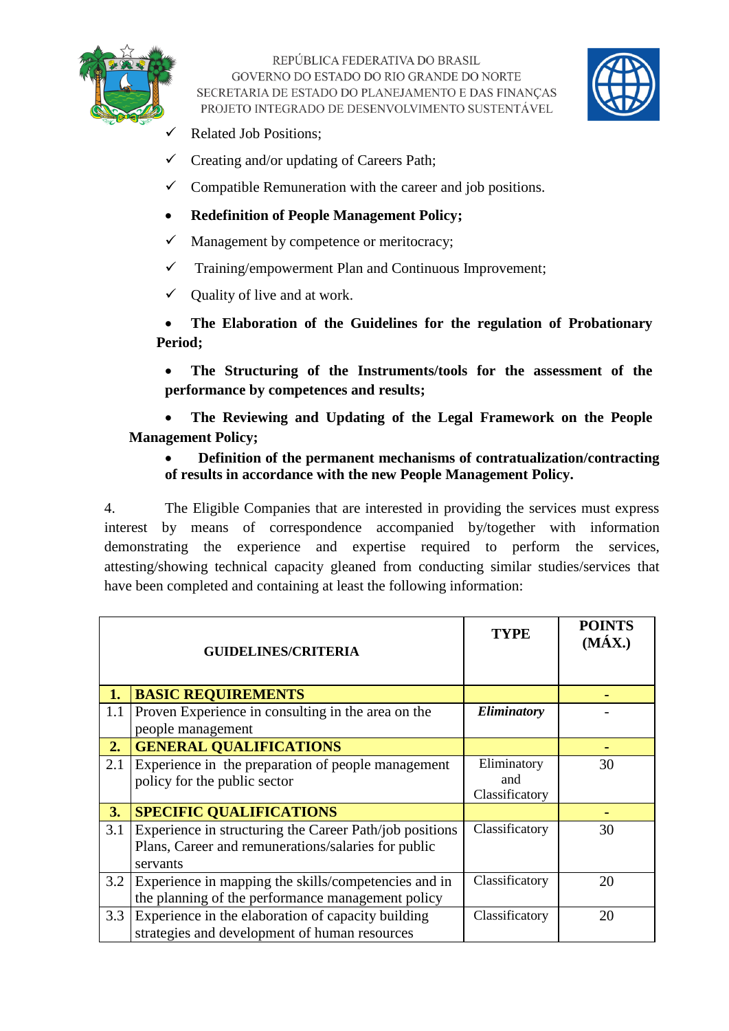- ✓ Related Job Positions;
- ✓ Creating and/or updating of Careers Path;
- ✓ Compatible Remuneration with the career and job positions.

- **Redefinition of People Management Policy;**
  - ✓ Management by competence or meritocracy;
  - ✓ Training/empowerment Plan and Continuous Improvement;
  - ✓ Quality of live and at work.
- **The Elaboration of the Guidelines for the regulation of Probationary Period;**
- **The Structuring of the Instruments/tools for the assessment of the performance by competences and results;**
- **The Reviewing and Updating of the Legal Framework on the People Management Policy;**
- **Definition of the permanent mechanisms of contratualization/contracting of results in accordance with the new People Management Policy.**

4. The Eligible Companies that are interested in providing the services must express interest by means of correspondence accompanied by/together with information demonstrating the experience and expertise required to perform the services, attesting/showing technical capacity gleaned from conducting similar studies/services that have been completed and containing at least the following information:

| | GUIDELINES/CRITERIA | TYPE | POINTS (MÁX.) |
|---|---|---|---|
| **1.** | **BASIC REQUIREMENTS** | | **-** |
| 1.1 | Proven Experience in consulting in the area on the people management | ***Eliminatory*** | - |
| **2.** | **GENERAL QUALIFICATIONS** | | **-** |
| 2.1 | Experience in the preparation of people management policy for the public sector | Eliminatory and Classificatory | 30 |
| **3.** | **SPECIFIC QUALIFICATIONS** | | **-** |
| 3.1 | Experience in structuring the Career Path/job positions Plans, Career and remunerations/salaries for public servants | Classificatory | 30 |
| 3.2 | Experience in mapping the skills/competencies and in the planning of the performance management policy | Classificatory | 20 |
| 3.3 | Experience in the elaboration of capacity building strategies and development of human resources | Classificatory | 20 |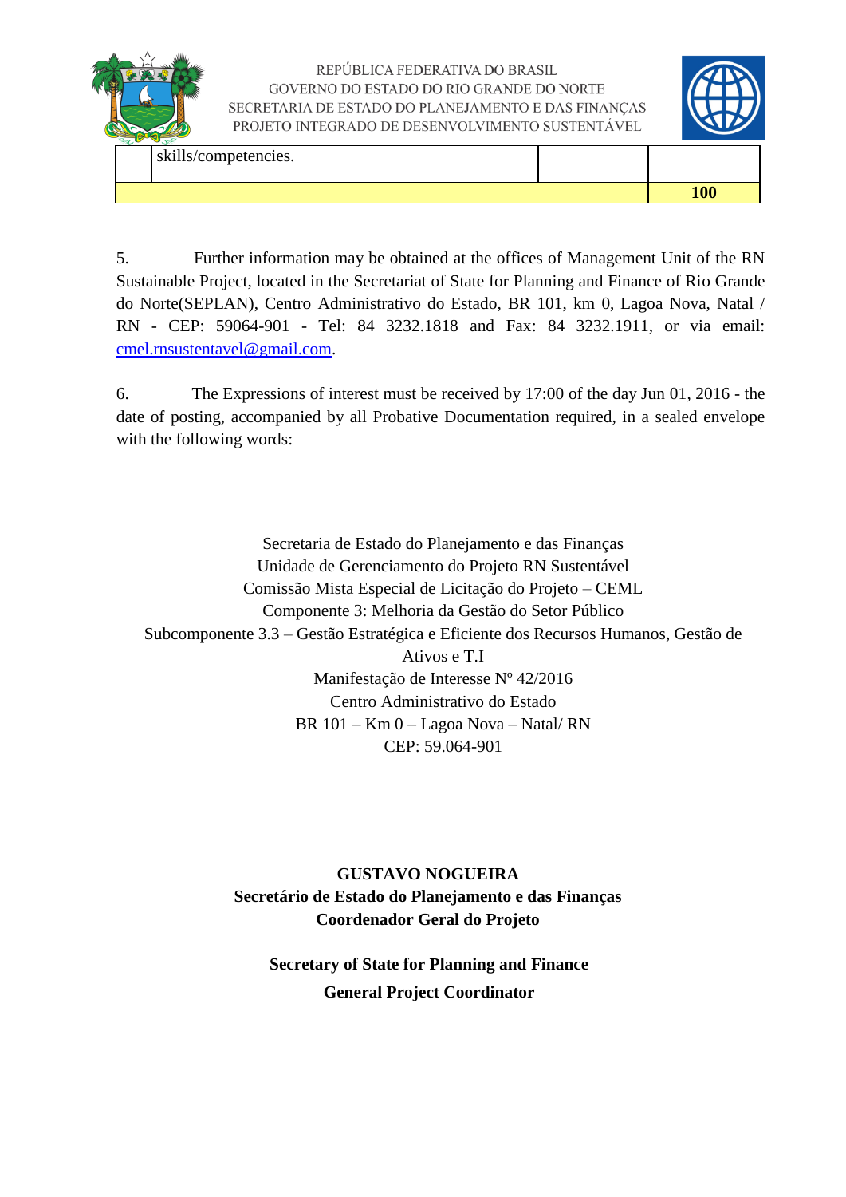| | | | |
|---|---|---|---|
| | skills/competencies. | | |
| | | | **100** |

5. Further information may be obtained at the offices of Management Unit of the RN Sustainable Project, located in the Secretariat of State for Planning and Finance of Rio Grande do Norte(SEPLAN), Centro Administrativo do Estado, BR 101, km 0, Lagoa Nova, Natal / RN - CEP: 59064-901 - Tel: 84 3232.1818 and Fax: 84 3232.1911, or via email: cmel.rnsustentavel@gmail.com.

6. The Expressions of interest must be received by 17:00 of the day Jun 01, 2016 - the date of posting, accompanied by all Probative Documentation required, in a sealed envelope with the following words:

Secretaria de Estado do Planejamento e das Finanças
Unidade de Gerenciamento do Projeto RN Sustentável
Comissão Mista Especial de Licitação do Projeto – CEML
Componente 3: Melhoria da Gestão do Setor Público
Subcomponente 3.3 – Gestão Estratégica e Eficiente dos Recursos Humanos, Gestão de Ativos e T.I
Manifestação de Interesse Nº 42/2016
Centro Administrativo do Estado
BR 101 – Km 0 – Lagoa Nova – Natal/ RN
CEP: 59.064-901

**GUSTAVO NOGUEIRA**
**Secretário de Estado do Planejamento e das Finanças**
**Coordenador Geral do Projeto**

**Secretary of State for Planning and Finance**
**General Project Coordinator**